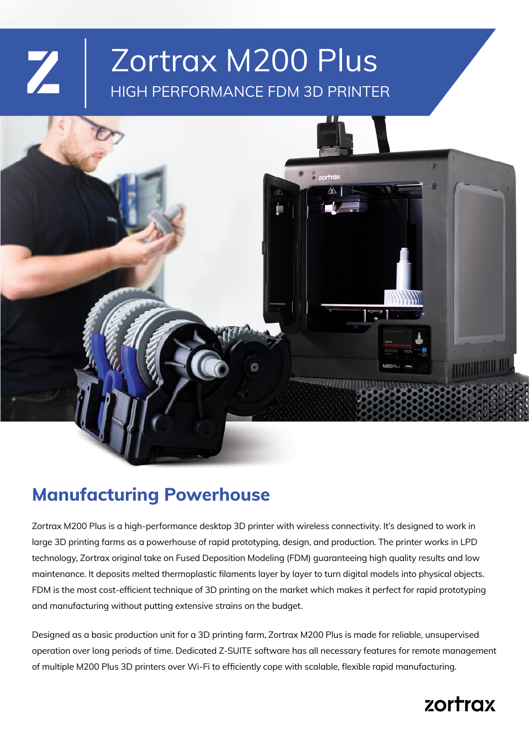# Zortrax M200 Plus

HIGH PERFORMANCE FDM 3D PRINTER

## Manufacturing Powerhouse

Zortrax M200 Plus is a high-performance desktop 3D printer with wireless connectivity. It's designed to work in large 3D printing farms as a powerhouse of rapid prototyping, design, and production. The printer works in LPD technology, Zortrax original take on Fused Deposition Modeling (FDM) guaranteeing high quality results and low maintenance. It deposits melted thermoplastic filaments layer by layer to turn digital models into physical objects. FDM is the most cost-efficient technique of 3D printing on the market which makes it perfect for rapid prototyping and manufacturing without putting extensive strains on the budget.

Designed as a basic production unit for a 3D printing farm, Zortrax M200 Plus is made for reliable, unsupervised operation over long periods of time. Dedicated Z-SUITE software has all necessary features for remote management of multiple M200 Plus 3D printers over Wi-Fi to efficiently cope with scalable, flexible rapid manufacturing.

zortrax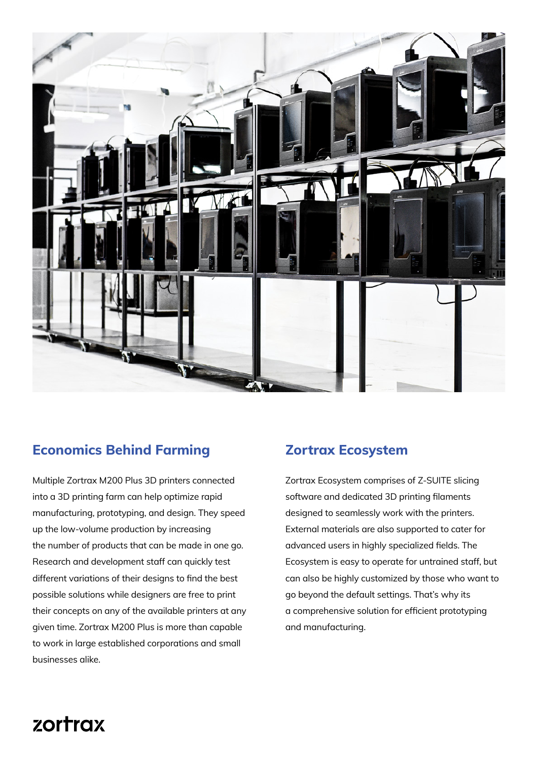## Economics Behind Farming

Multiple Zortrax M200 Plus 3D printers connected into a 3D printing farm can help optimize rapid manufacturing, prototyping, and design. They speed up the low-volume production by increasing the number of products that can be made in one go. Research and development staff can quickly test different variations of their designs to find the best possible solutions while designers are free to print their concepts on any of the available printers at any given time. Zortrax M200 Plus is more than capable to work in large established corporations and small businesses alike.

## Zortrax Ecosystem

Zortrax Ecosystem comprises of Z-SUITE slicing software and dedicated 3D printing filaments designed to seamlessly work with the printers. External materials are also supported to cater for advanced users in highly specialized fields. The Ecosystem is easy to operate for untrained staff, but can also be highly customized by those who want to go beyond the default settings. That's why its a comprehensive solution for efficient prototyping and manufacturing.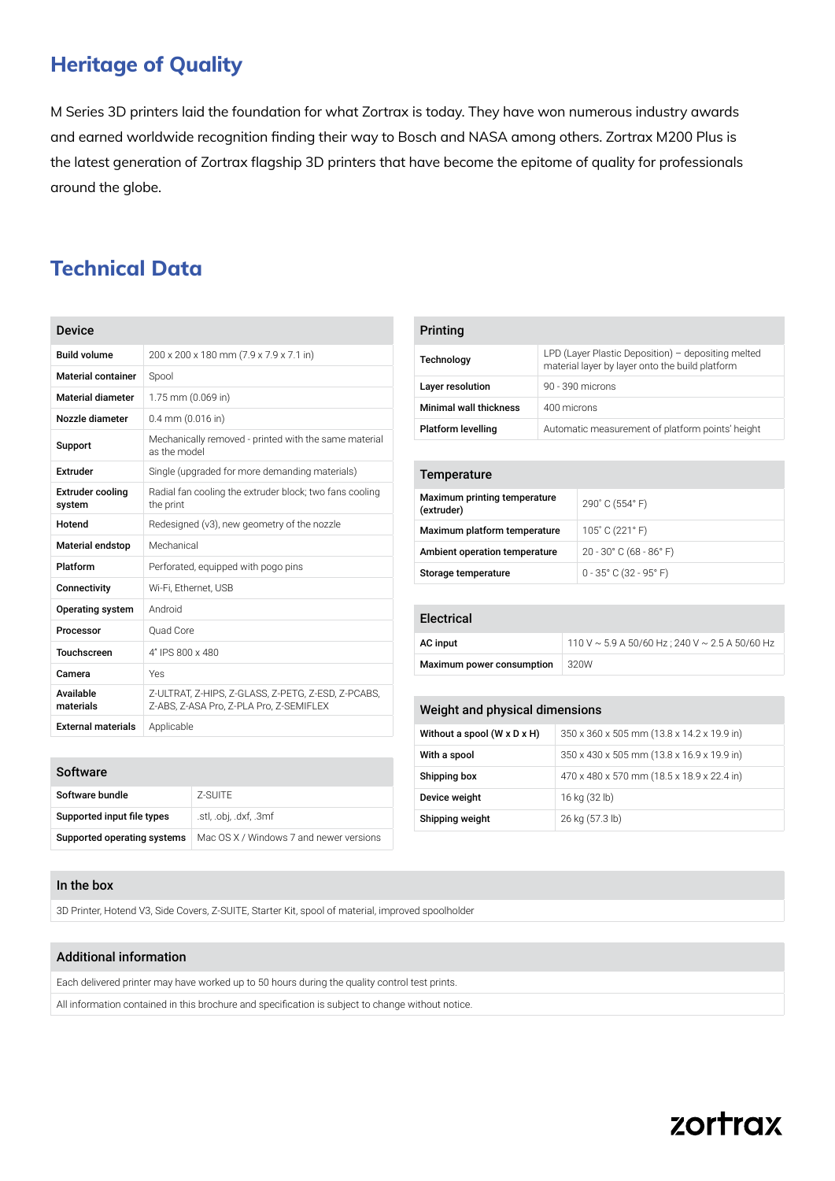## Heritage of Quality

M Series 3D printers laid the foundation for what Zortrax is today. They have won numerous industry awards and earned worldwide recognition finding their way to Bosch and NASA among others. Zortrax M200 Plus is the latest generation of Zortrax flagship 3D printers that have become the epitome of quality for professionals around the globe.

## Technical Data

| Device | |
|---|---|
| **Build volume** | 200 x 200 x 180 mm (7.9 x 7.9 x 7.1 in) |
| **Material container** | Spool |
| **Material diameter** | 1.75 mm (0.069 in) |
| **Nozzle diameter** | 0.4 mm (0.016 in) |
| **Support** | Mechanically removed - printed with the same material as the model |
| **Extruder** | Single (upgraded for more demanding materials) |
| **Extruder cooling system** | Radial fan cooling the extruder block; two fans cooling the print |
| **Hotend** | Redesigned (v3), new geometry of the nozzle |
| **Material endstop** | Mechanical |
| **Platform** | Perforated, equipped with pogo pins |
| **Connectivity** | Wi-Fi, Ethernet, USB |
| **Operating system** | Android |
| **Processor** | Quad Core |
| **Touchscreen** | 4" IPS 800 x 480 |
| **Camera** | Yes |
| **Available materials** | Z-ULTRAT, Z-HIPS, Z-GLASS, Z-PETG, Z-ESD, Z-PCABS, Z-ABS, Z-ASA Pro, Z-PLA Pro, Z-SEMIFLEX |
| **External materials** | Applicable |

| Software | |
|---|---|
| **Software bundle** | Z-SUITE |
| **Supported input file types** | .stl, .obj, .dxf, .3mf |
| **Supported operating systems** | Mac OS X / Windows 7 and newer versions |

| Printing | |
|---|---|
| **Technology** | LPD (Layer Plastic Deposition) – depositing melted material layer by layer onto the build platform |
| **Layer resolution** | 90 - 390 microns |
| **Minimal wall thickness** | 400 microns |
| **Platform levelling** | Automatic measurement of platform points' height |

| Temperature | |
|---|---|
| **Maximum printing temperature (extruder)** | 290° C (554° F) |
| **Maximum platform temperature** | 105° C (221° F) |
| **Ambient operation temperature** | 20 - 30° C (68 - 86° F) |
| **Storage temperature** | 0 - 35° C (32 - 95° F) |

| Electrical | |
|---|---|
| **AC input** | 110 V ~ 5.9 A 50/60 Hz ; 240 V ~ 2.5 A 50/60 Hz |
| **Maximum power consumption** | 320W |

| Weight and physical dimensions | |
|---|---|
| **Without a spool (W x D x H)** | 350 x 360 x 505 mm (13.8 x 14.2 x 19.9 in) |
| **With a spool** | 350 x 430 x 505 mm (13.8 x 16.9 x 19.9 in) |
| **Shipping box** | 470 x 480 x 570 mm (18.5 x 18.9 x 22.4 in) |
| **Device weight** | 16 kg (32 lb) |
| **Shipping weight** | 26 kg (57.3 lb) |

### In the box

3D Printer, Hotend V3, Side Covers, Z-SUITE, Starter Kit, spool of material, improved spoolholder

### Additional information

Each delivered printer may have worked up to 50 hours during the quality control test prints.

All information contained in this brochure and specification is subject to change without notice.

zortrax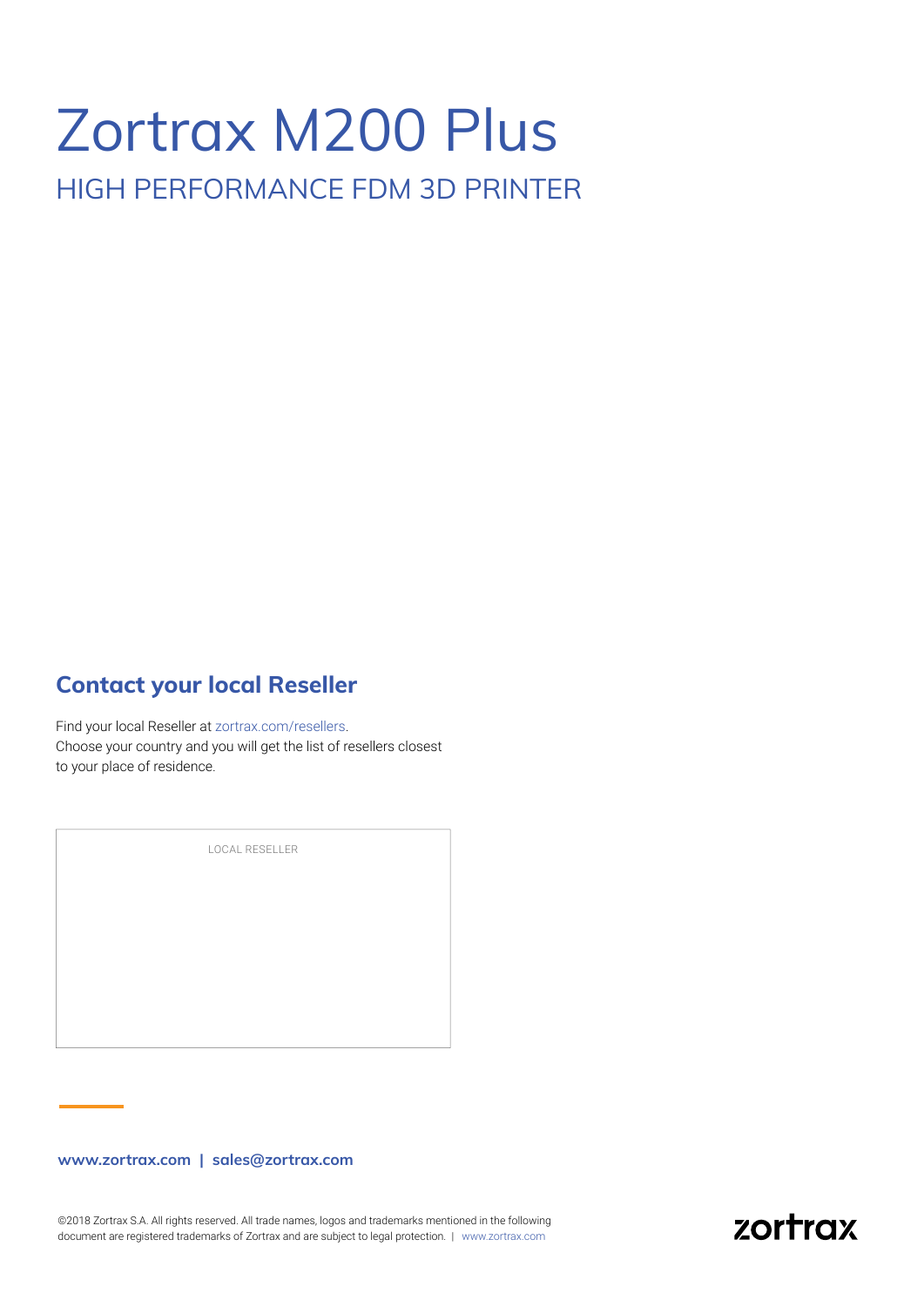# Zortrax M200 Plus

## HIGH PERFORMANCE FDM 3D PRINTER

### Contact your local Reseller

Find your local Reseller at zortrax.com/resellers.
Choose your country and you will get the list of resellers closest to your place of residence.

LOCAL RESELLER

**www.zortrax.com | sales@zortrax.com**

©2018 Zortrax S.A. All rights reserved. All trade names, logos and trademarks mentioned in the following document are registered trademarks of Zortrax and are subject to legal protection. | www.zortrax.com

zortrax